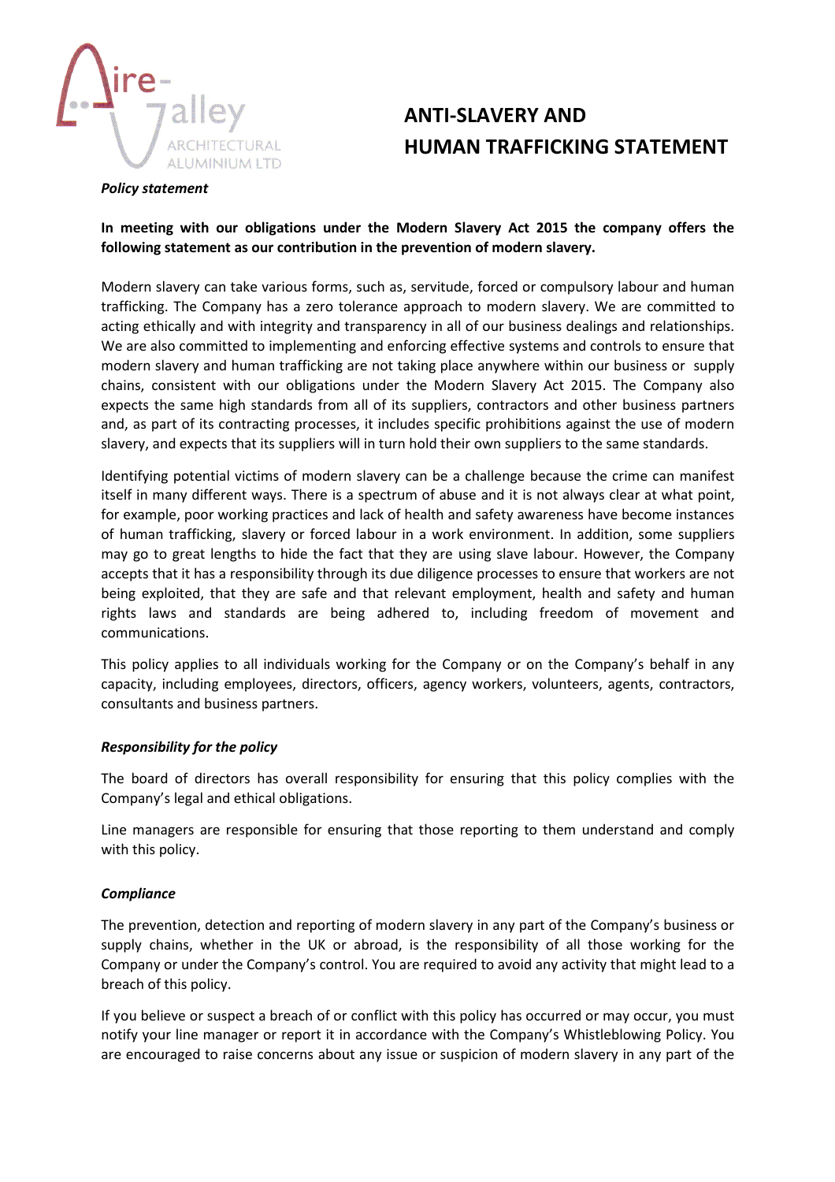# ANTI-SLAVERY AND HUMAN TRAFFICKING STATEMENT

***Policy statement***

**In meeting with our obligations under the Modern Slavery Act 2015 the company offers the following statement as our contribution in the prevention of modern slavery.**

Modern slavery can take various forms, such as, servitude, forced or compulsory labour and human trafficking. The Company has a zero tolerance approach to modern slavery. We are committed to acting ethically and with integrity and transparency in all of our business dealings and relationships. We are also committed to implementing and enforcing effective systems and controls to ensure that modern slavery and human trafficking are not taking place anywhere within our business or supply chains, consistent with our obligations under the Modern Slavery Act 2015. The Company also expects the same high standards from all of its suppliers, contractors and other business partners and, as part of its contracting processes, it includes specific prohibitions against the use of modern slavery, and expects that its suppliers will in turn hold their own suppliers to the same standards.

Identifying potential victims of modern slavery can be a challenge because the crime can manifest itself in many different ways. There is a spectrum of abuse and it is not always clear at what point, for example, poor working practices and lack of health and safety awareness have become instances of human trafficking, slavery or forced labour in a work environment. In addition, some suppliers may go to great lengths to hide the fact that they are using slave labour. However, the Company accepts that it has a responsibility through its due diligence processes to ensure that workers are not being exploited, that they are safe and that relevant employment, health and safety and human rights laws and standards are being adhered to, including freedom of movement and communications.

This policy applies to all individuals working for the Company or on the Company's behalf in any capacity, including employees, directors, officers, agency workers, volunteers, agents, contractors, consultants and business partners.

***Responsibility for the policy***

The board of directors has overall responsibility for ensuring that this policy complies with the Company's legal and ethical obligations.

Line managers are responsible for ensuring that those reporting to them understand and comply with this policy.

***Compliance***

The prevention, detection and reporting of modern slavery in any part of the Company's business or supply chains, whether in the UK or abroad, is the responsibility of all those working for the Company or under the Company's control. You are required to avoid any activity that might lead to a breach of this policy.

If you believe or suspect a breach of or conflict with this policy has occurred or may occur, you must notify your line manager or report it in accordance with the Company's Whistleblowing Policy. You are encouraged to raise concerns about any issue or suspicion of modern slavery in any part of the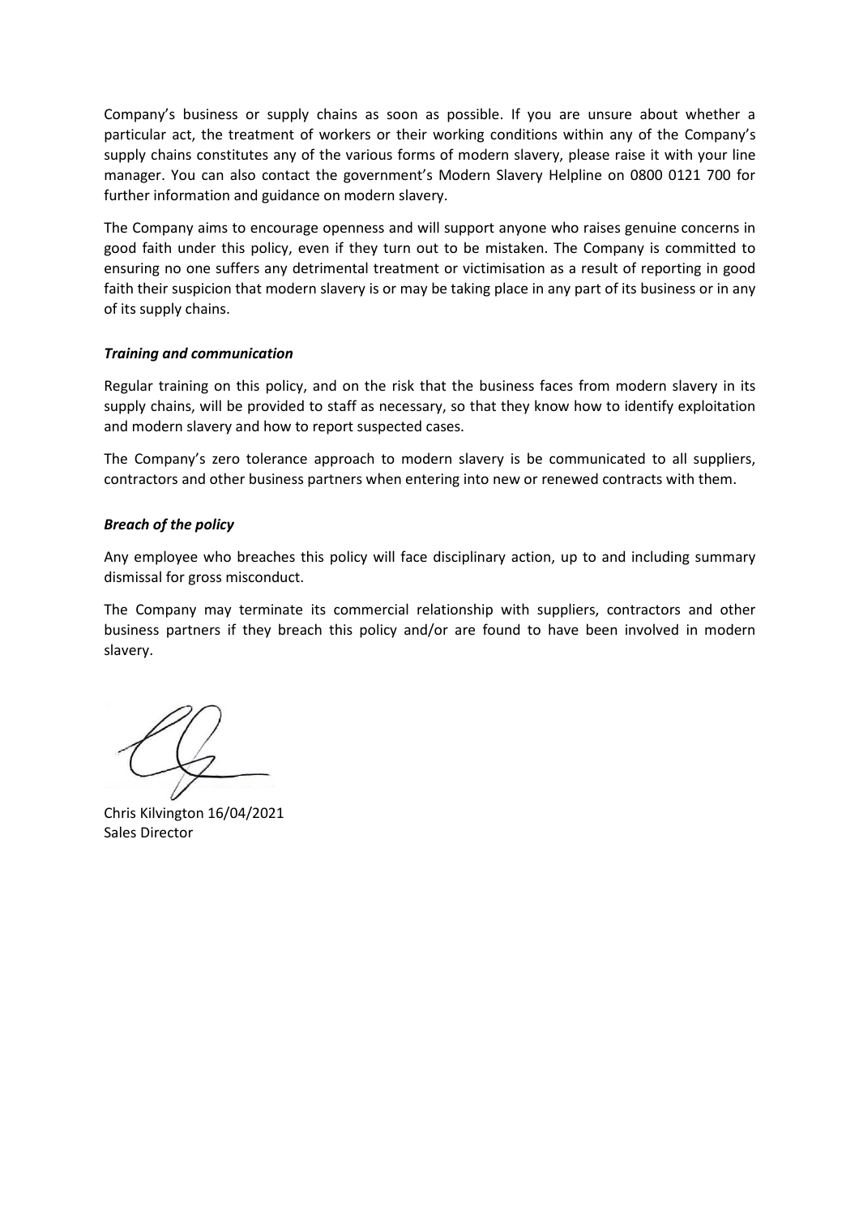Company's business or supply chains as soon as possible. If you are unsure about whether a particular act, the treatment of workers or their working conditions within any of the Company's supply chains constitutes any of the various forms of modern slavery, please raise it with your line manager. You can also contact the government's Modern Slavery Helpline on 0800 0121 700 for further information and guidance on modern slavery.

The Company aims to encourage openness and will support anyone who raises genuine concerns in good faith under this policy, even if they turn out to be mistaken. The Company is committed to ensuring no one suffers any detrimental treatment or victimisation as a result of reporting in good faith their suspicion that modern slavery is or may be taking place in any part of its business or in any of its supply chains.

### ***Training and communication***

Regular training on this policy, and on the risk that the business faces from modern slavery in its supply chains, will be provided to staff as necessary, so that they know how to identify exploitation and modern slavery and how to report suspected cases.

The Company's zero tolerance approach to modern slavery is be communicated to all suppliers, contractors and other business partners when entering into new or renewed contracts with them.

### ***Breach of the policy***

Any employee who breaches this policy will face disciplinary action, up to and including summary dismissal for gross misconduct.

The Company may terminate its commercial relationship with suppliers, contractors and other business partners if they breach this policy and/or are found to have been involved in modern slavery.

Chris Kilvington 16/04/2021
Sales Director